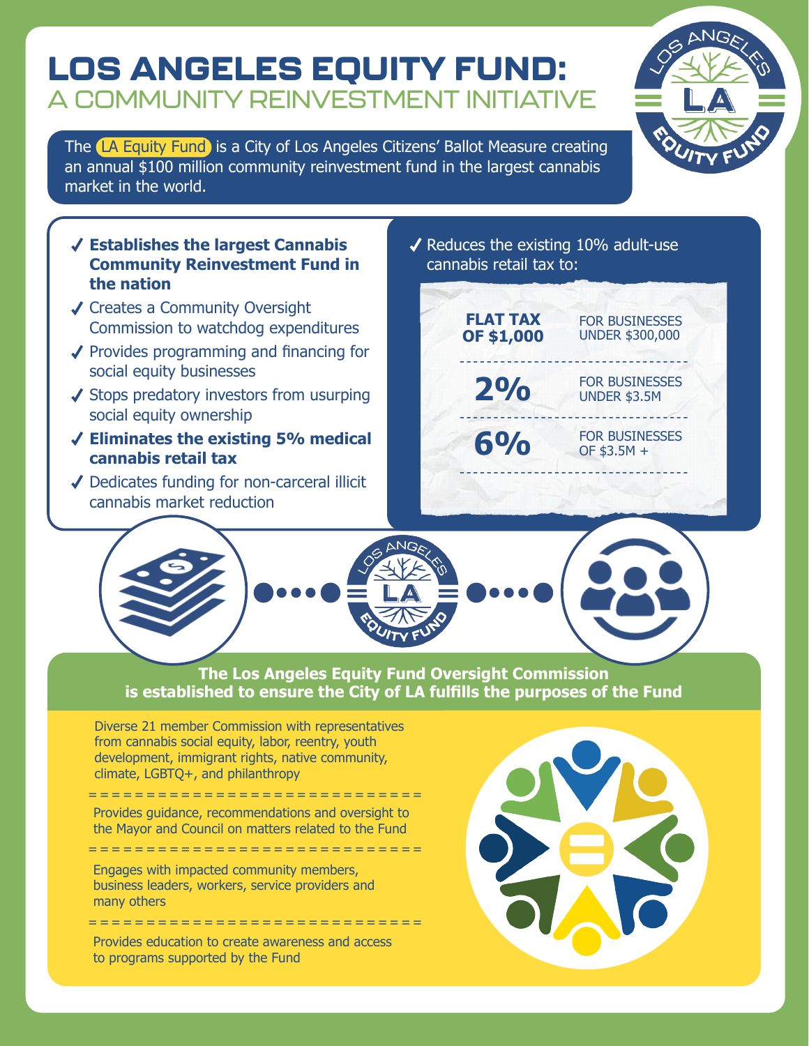# LOS ANGELES EQUITY FUND:

## A COMMUNITY REINVESTMENT INITIATIVE

The LA Equity Fund is a City of Los Angeles Citizens' Ballot Measure creating an annual $100 million community reinvestment fund in the largest cannabis market in the world.

- ✓ **Establishes the largest Cannabis Community Reinvestment Fund in the nation**
- ✓ Creates a Community Oversight Commission to watchdog expenditures
- ✓ Provides programming and financing for social equity businesses
- ✓ Stops predatory investors from usurping social equity ownership
- ✓ **Eliminates the existing 5% medical cannabis retail tax**
- ✓ Dedicates funding for non-carceral illicit cannabis market reduction
- ✓ Reduces the existing 10% adult-use cannabis retail tax to:

| | |
|---|---|
| **FLAT TAX OF $1,000** | FOR BUSINESSES UNDER $300,000 |
| **2%** | FOR BUSINESSES UNDER $3.5M |
| **6%** | FOR BUSINESSES OF $3.5M + |

**The Los Angeles Equity Fund Oversight Commission is established to ensure the City of LA fulfills the purposes of the Fund**

Diverse 21 member Commission with representatives from cannabis social equity, labor, reentry, youth development, immigrant rights, native community, climate, LGBTQ+, and philanthropy

Provides guidance, recommendations and oversight to the Mayor and Council on matters related to the Fund

Engages with impacted community members, business leaders, workers, service providers and many others

Provides education to create awareness and access to programs supported by the Fund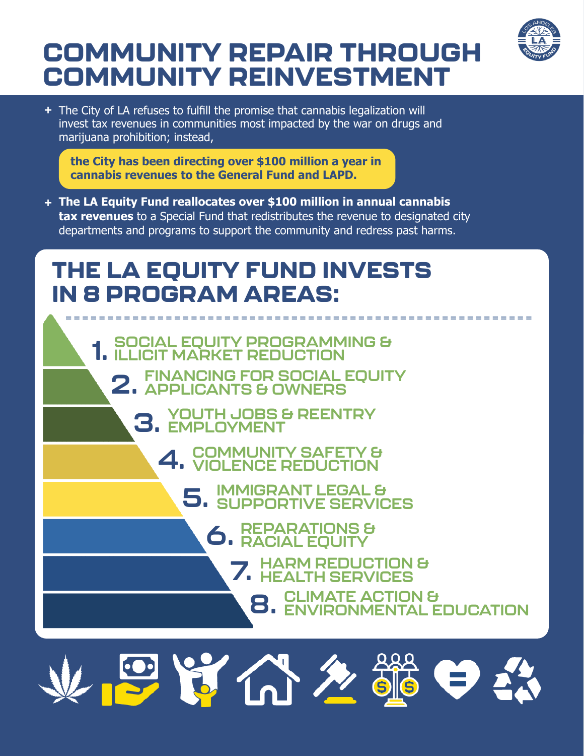# COMMUNITY REPAIR THROUGH COMMUNITY REINVESTMENT

- The City of LA refuses to fulfill the promise that cannabis legalization will invest tax revenues in communities most impacted by the war on drugs and marijuana prohibition; instead,

  **the City has been directing over $100 million a year in cannabis revenues to the General Fund and LAPD.**

- **The LA Equity Fund reallocates over $100 million in annual cannabis tax revenues** to a Special Fund that redistributes the revenue to designated city departments and programs to support the community and redress past harms.

## THE LA EQUITY FUND INVESTS IN 8 PROGRAM AREAS:

1. SOCIAL EQUITY PROGRAMMING & ILLICIT MARKET REDUCTION
2. FINANCING FOR SOCIAL EQUITY APPLICANTS & OWNERS
3. YOUTH JOBS & REENTRY EMPLOYMENT
4. COMMUNITY SAFETY & VIOLENCE REDUCTION
5. IMMIGRANT LEGAL & SUPPORTIVE SERVICES
6. REPARATIONS & RACIAL EQUITY
7. HARM REDUCTION & HEALTH SERVICES
8. CLIMATE ACTION & ENVIRONMENTAL EDUCATION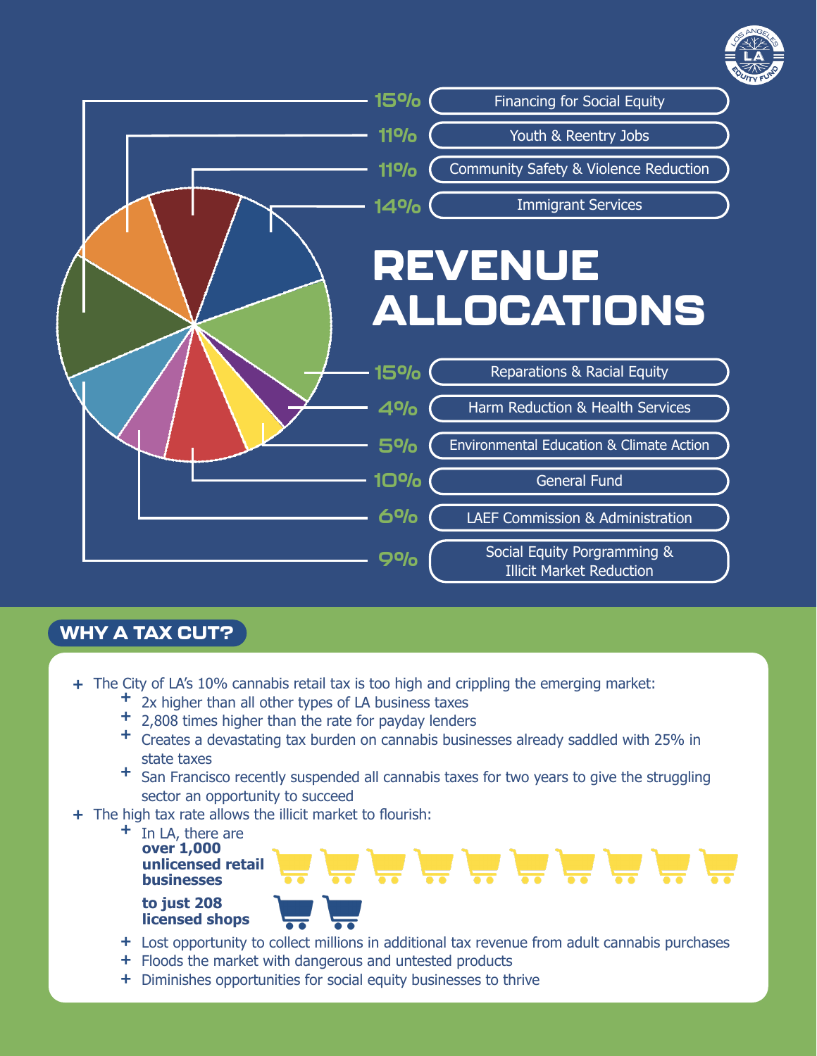# REVENUE ALLOCATIONS

| Percentage | Allocation |
| --- | --- |
| 15% | Financing for Social Equity |
| 11% | Youth & Reentry Jobs |
| 11% | Community Safety & Violence Reduction |
| 14% | Immigrant Services |
| 15% | Reparations & Racial Equity |
| 4% | Harm Reduction & Health Services |
| 5% | Environmental Education & Climate Action |
| 10% | General Fund |
| 6% | LAEF Commission & Administration |
| 9% | Social Equity Porgramming & Illicit Market Reduction |

## WHY A TAX CUT?

- The City of LA's 10% cannabis retail tax is too high and crippling the emerging market:
  - 2x higher than all other types of LA business taxes
  - 2,808 times higher than the rate for payday lenders
  - Creates a devastating tax burden on cannabis businesses already saddled with 25% in state taxes
  - San Francisco recently suspended all cannabis taxes for two years to give the struggling sector an opportunity to succeed
- The high tax rate allows the illicit market to flourish:
  - In LA, there are **over 1,000 unlicensed retail businesses** **to just 208 licensed shops**
  - Lost opportunity to collect millions in additional tax revenue from adult cannabis purchases
  - Floods the market with dangerous and untested products
  - Diminishes opportunities for social equity businesses to thrive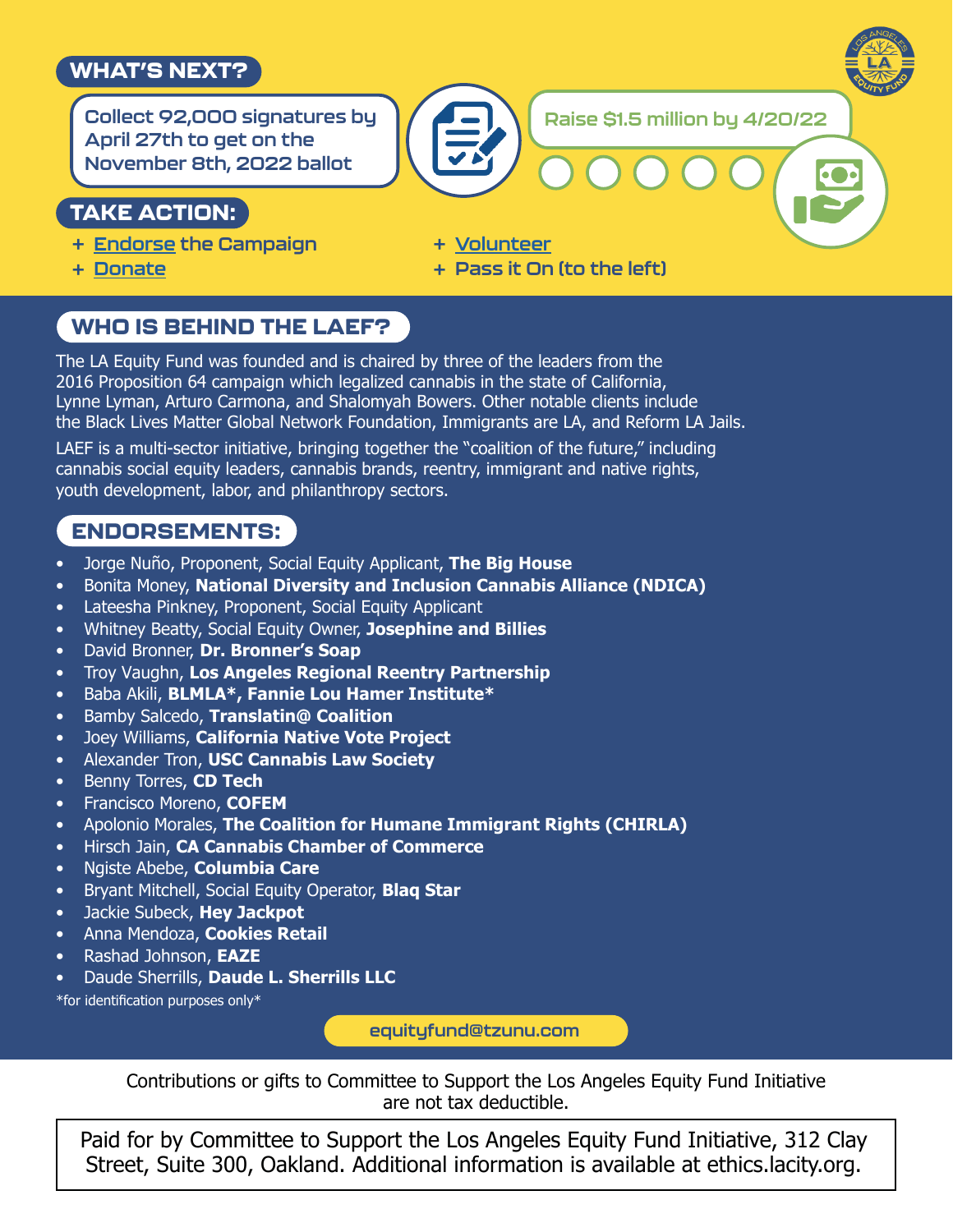## WHAT'S NEXT?

Collect 92,000 signatures by April 27th to get on the November 8th, 2022 ballot

Raise $1.5 million by 4/20/22

## TAKE ACTION:

- + Endorse the Campaign
- + Donate
- + Volunteer
- + Pass it On (to the left)

## WHO IS BEHIND THE LAEF?

The LA Equity Fund was founded and is chaired by three of the leaders from the 2016 Proposition 64 campaign which legalized cannabis in the state of California, Lynne Lyman, Arturo Carmona, and Shalomyah Bowers. Other notable clients include the Black Lives Matter Global Network Foundation, Immigrants are LA, and Reform LA Jails.

LAEF is a multi-sector initiative, bringing together the "coalition of the future," including cannabis social equity leaders, cannabis brands, reentry, immigrant and native rights, youth development, labor, and philanthropy sectors.

## ENDORSEMENTS:

- Jorge Nuño, Proponent, Social Equity Applicant, **The Big House**
- Bonita Money, **National Diversity and Inclusion Cannabis Alliance (NDICA)**
- Lateesha Pinkney, Proponent, Social Equity Applicant
- Whitney Beatty, Social Equity Owner, **Josephine and Billies**
- David Bronner, **Dr. Bronner's Soap**
- Troy Vaughn, **Los Angeles Regional Reentry Partnership**
- Baba Akili, **BLMLA*, Fannie Lou Hamer Institute***
- Bamby Salcedo, **Translatin@ Coalition**
- Joey Williams, **California Native Vote Project**
- Alexander Tron, **USC Cannabis Law Society**
- Benny Torres, **CD Tech**
- Francisco Moreno, **COFEM**
- Apolonio Morales, **The Coalition for Humane Immigrant Rights (CHIRLA)**
- Hirsch Jain, **CA Cannabis Chamber of Commerce**
- Ngiste Abebe, **Columbia Care**
- Bryant Mitchell, Social Equity Operator, **Blaq Star**
- Jackie Subeck, **Hey Jackpot**
- Anna Mendoza, **Cookies Retail**
- Rashad Johnson, **EAZE**
- Daude Sherrills, **Daude L. Sherrills LLC**

*for identification purposes only*

equityfund@tzunu.com

Contributions or gifts to Committee to Support the Los Angeles Equity Fund Initiative are not tax deductible.

Paid for by Committee to Support the Los Angeles Equity Fund Initiative, 312 Clay Street, Suite 300, Oakland. Additional information is available at ethics.lacity.org.